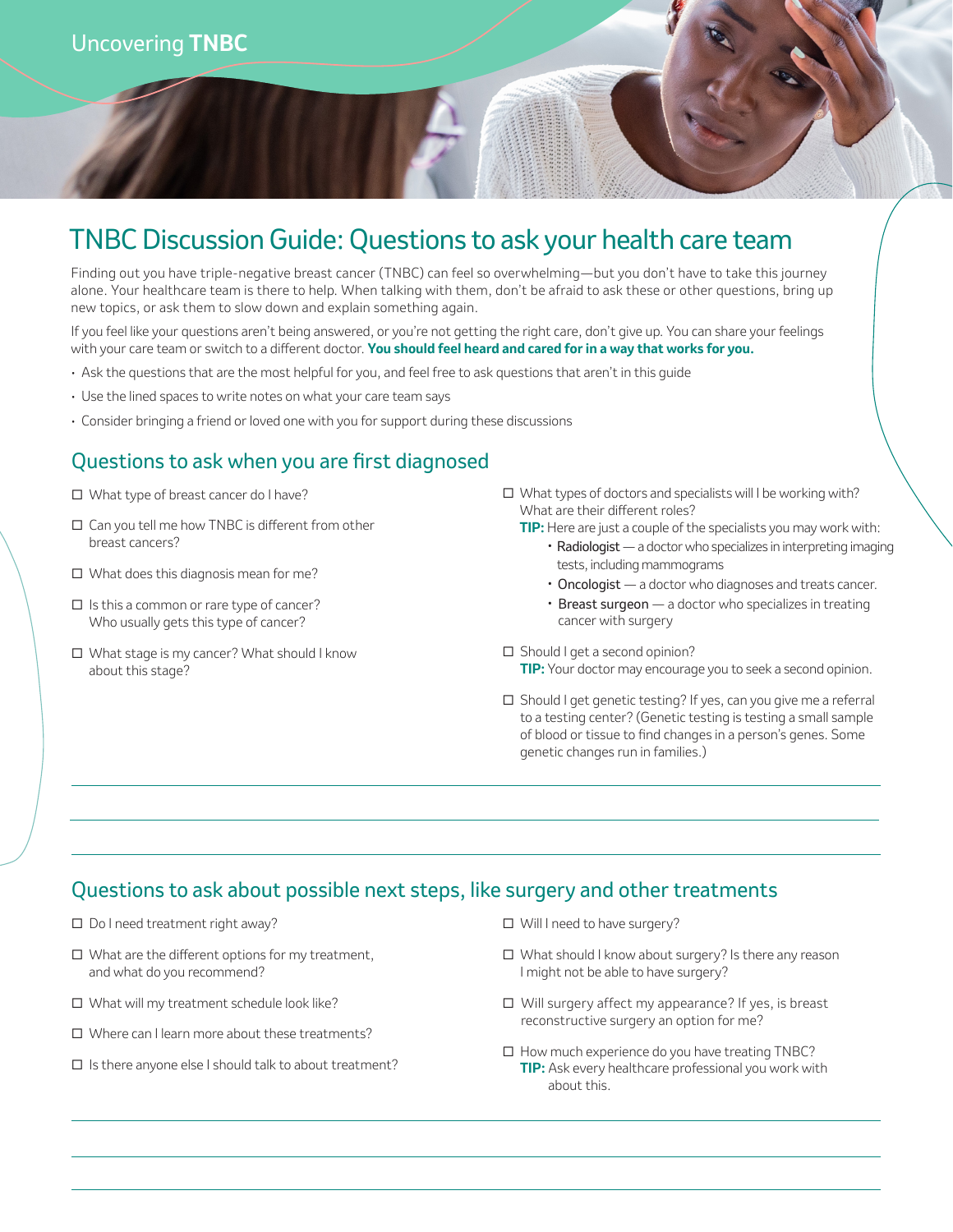Uncovering **TNBC**

# TNBC Discussion Guide: Questions to ask your health care team

Finding out you have triple-negative breast cancer (TNBC) can feel so overwhelming—but you don't have to take this journey alone. Your healthcare team is there to help. When talking with them, don't be afraid to ask these or other questions, bring up new topics, or ask them to slow down and explain something again.

If you feel like your questions aren't being answered, or you're not getting the right care, don't give up. You can share your feelings with your care team or switch to a different doctor. **You should feel heard and cared for in a way that works for you.**

- Ask the questions that are the most helpful for you, and feel free to ask questions that aren't in this guide
- Use the lined spaces to write notes on what your care team says
- Consider bringing a friend or loved one with you for support during these discussions

## Questions to ask when you are first diagnosed

- ☐ What type of breast cancer do I have?
- ☐ Can you tell me how TNBC is different from other breast cancers?
- ☐ What does this diagnosis mean for me?
- ☐ Is this a common or rare type of cancer? Who usually gets this type of cancer?
- ☐ What stage is my cancer? What should I know about this stage?
- ☐ What types of doctors and specialists will I be working with? What are their different roles?
  **TIP:** Here are just a couple of the specialists you may work with:
  - Radiologist — a doctor who specializes in interpreting imaging tests, including mammograms
  - Oncologist — a doctor who diagnoses and treats cancer.
  - Breast surgeon — a doctor who specializes in treating cancer with surgery
- ☐ Should I get a second opinion?
  **TIP:** Your doctor may encourage you to seek a second opinion.
- ☐ Should I get genetic testing? If yes, can you give me a referral to a testing center? (Genetic testing is testing a small sample of blood or tissue to find changes in a person's genes. Some genetic changes run in families.)

## Questions to ask about possible next steps, like surgery and other treatments

- ☐ Do I need treatment right away?
- ☐ What are the different options for my treatment, and what do you recommend?
- ☐ What will my treatment schedule look like?
- ☐ Where can I learn more about these treatments?
- ☐ Is there anyone else I should talk to about treatment?
- ☐ Will I need to have surgery?
- ☐ What should I know about surgery? Is there any reason I might not be able to have surgery?
- ☐ Will surgery affect my appearance? If yes, is breast reconstructive surgery an option for me?
- ☐ How much experience do you have treating TNBC?
  **TIP:** Ask every healthcare professional you work with about this.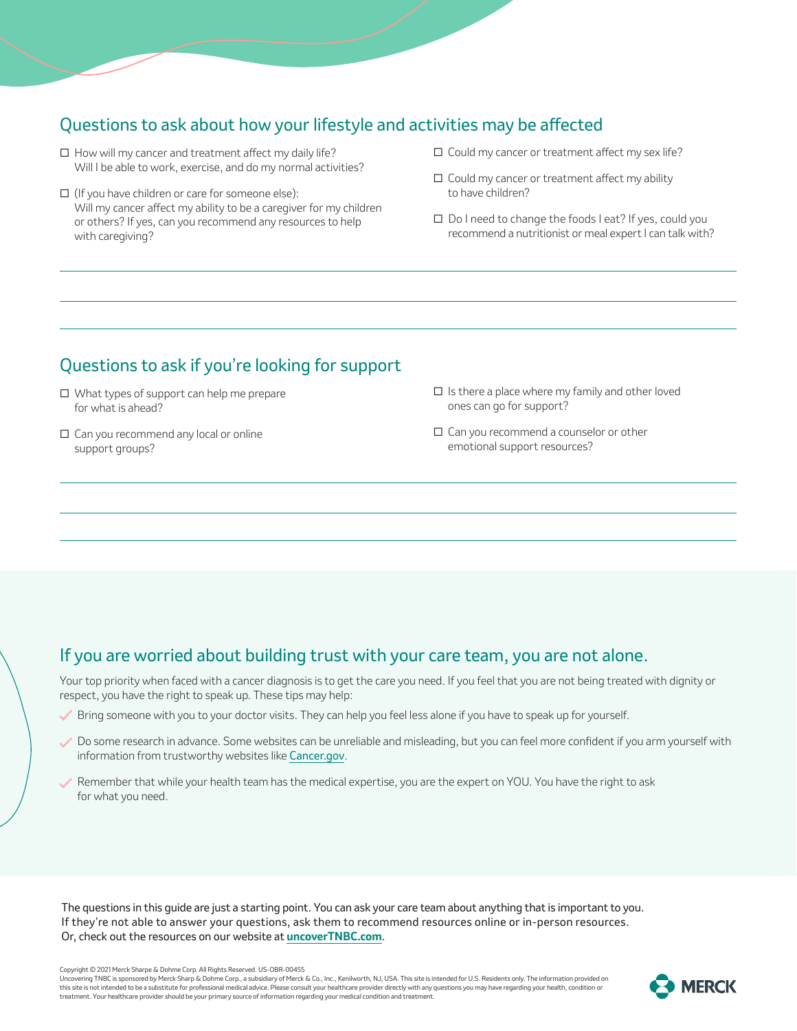## Questions to ask about how your lifestyle and activities may be affected

- ☐ How will my cancer and treatment affect my daily life? Will I be able to work, exercise, and do my normal activities?
- ☐ (If you have children or care for someone else): Will my cancer affect my ability to be a caregiver for my children or others? If yes, can you recommend any resources to help with caregiving?
- ☐ Could my cancer or treatment affect my sex life?
- ☐ Could my cancer or treatment affect my ability to have children?
- ☐ Do I need to change the foods I eat? If yes, could you recommend a nutritionist or meal expert I can talk with?

## Questions to ask if you're looking for support

- ☐ What types of support can help me prepare for what is ahead?
- ☐ Can you recommend any local or online support groups?
- ☐ Is there a place where my family and other loved ones can go for support?
- ☐ Can you recommend a counselor or other emotional support resources?

## If you are worried about building trust with your care team, you are not alone.

Your top priority when faced with a cancer diagnosis is to get the care you need. If you feel that you are not being treated with dignity or respect, you have the right to speak up. These tips may help:

- ✓ Bring someone with you to your doctor visits. They can help you feel less alone if you have to speak up for yourself.
- ✓ Do some research in advance. Some websites can be unreliable and misleading, but you can feel more confident if you arm yourself with information from trustworthy websites like Cancer.gov.
- ✓ Remember that while your health team has the medical expertise, you are the expert on YOU. You have the right to ask for what you need.

The questions in this guide are just a starting point. You can ask your care team about anything that is important to you. If they're not able to answer your questions, ask them to recommend resources online or in-person resources. Or, check out the resources on our website at **uncoverTNBC.com**.

Copyright © 2021 Merck Sharpe & Dohme Corp. All Rights Reserved. US-OBR-00455
Uncovering TNBC is sponsored by Merck Sharp & Dohme Corp., a subsidiary of Merck & Co., Inc., Kenilworth, NJ, USA. This site is intended for U.S. Residents only. The information provided on this site is not intended to be a substitute for professional medical advice. Please consult your healthcare provider directly with any questions you may have regarding your health, condition or treatment. Your healthcare provider should be your primary source of information regarding your medical condition and treatment.

MERCK